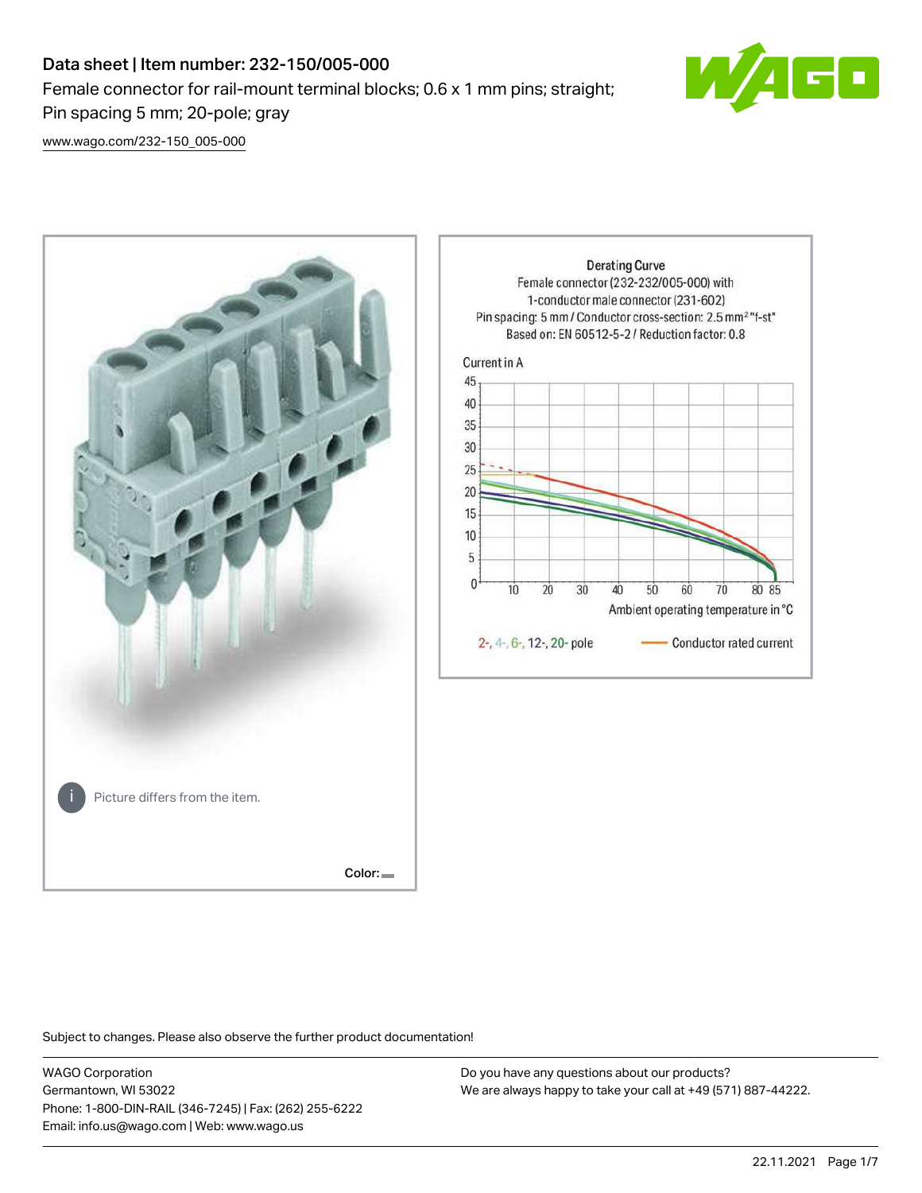# Data sheet | Item number: 232-150/005-000

Female connector for rail-mount terminal blocks; 0.6 x 1 mm pins; straight; Pin spacing 5 mm; 20-pole; gray

[www.wago.com/232-150_005-000](www.wago.com/232-150_005-000)

Picture differs from the item.

Color:

Derating Curve
Female connector (232-232/005-000) with
1-conductor male connector (231-602)
Pin spacing: 5 mm / Conductor cross-section: 2.5 mm² "f-st"
Based on: EN 60512-5-2 / Reduction factor: 0.8

Current in A

Ambient operating temperature in °C

2-, 4-, 6-, 12-, 20- pole — Conductor rated current

Subject to changes. Please also observe the further product documentation!

WAGO Corporation
Germantown, WI 53022
Phone: 1-800-DIN-RAIL (346-7245) | Fax: (262) 255-6222
Email: info.us@wago.com | Web: www.wago.us

Do you have any questions about our products?
We are always happy to take your call at +49 (571) 887-44222.

22.11.2021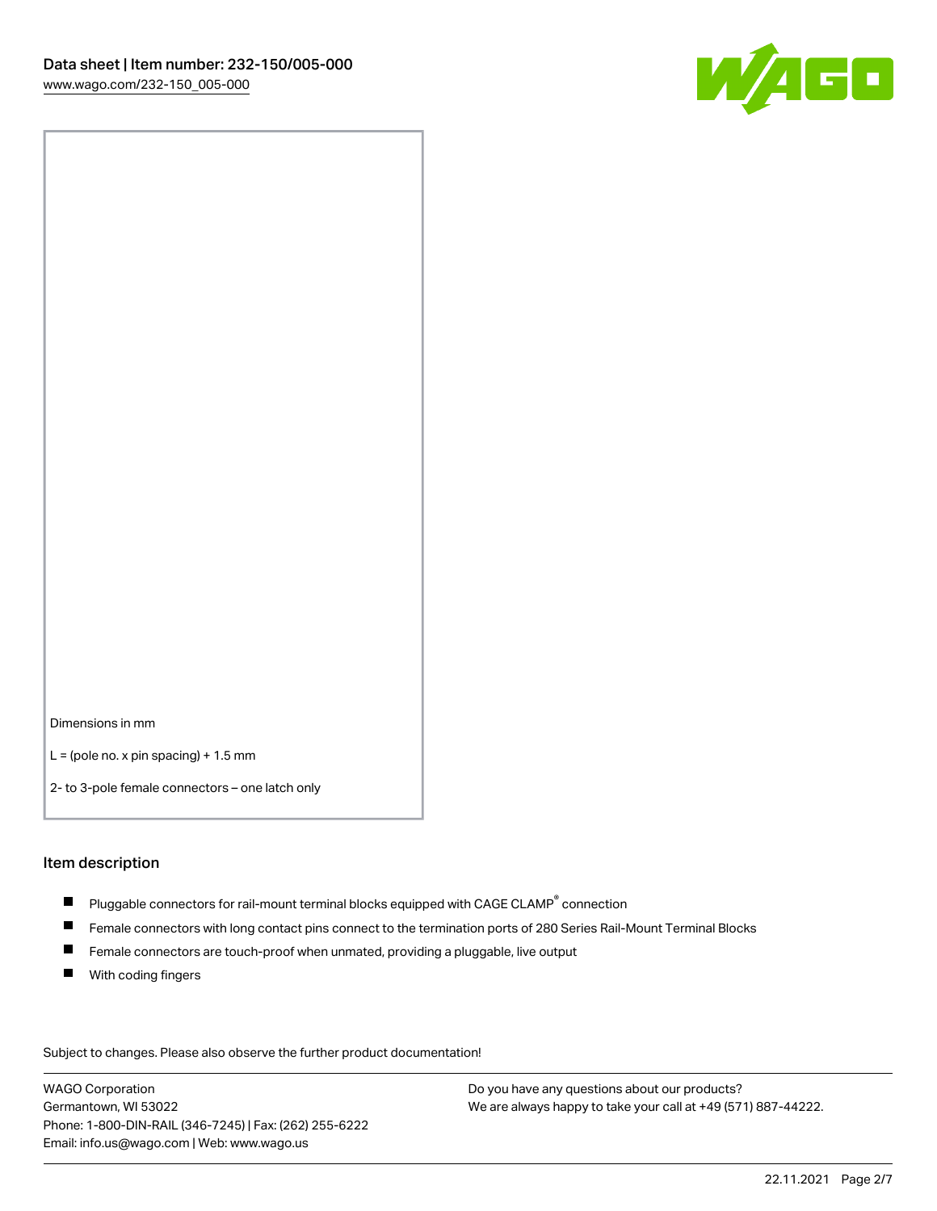Dimensions in mm

L = (pole no. x pin spacing) + 1.5 mm

2- to 3-pole female connectors – one latch only

## Item description

- Pluggable connectors for rail-mount terminal blocks equipped with CAGE CLAMP® connection
- Female connectors with long contact pins connect to the termination ports of 280 Series Rail-Mount Terminal Blocks
- Female connectors are touch-proof when unmated, providing a pluggable, live output
- With coding fingers

Subject to changes. Please also observe the further product documentation!

WAGO Corporation
Germantown, WI 53022
Phone: 1-800-DIN-RAIL (346-7245) | Fax: (262) 255-6222
Email: info.us@wago.com | Web: www.wago.us

Do you have any questions about our products?
We are always happy to take your call at +49 (571) 887-44222.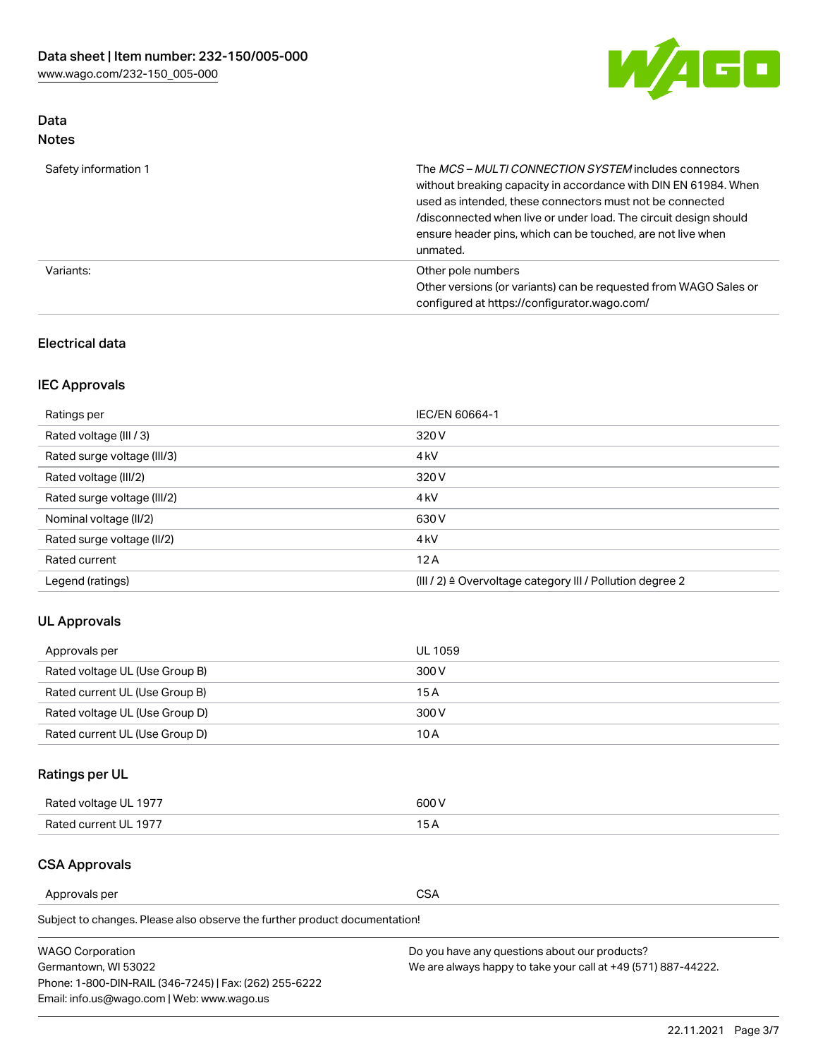## Data
### Notes

| | |
|---|---|
| Safety information 1 | The *MCS – MULTI CONNECTION SYSTEM* includes connectors without breaking capacity in accordance with DIN EN 61984. When used as intended, these connectors must not be connected /disconnected when live or under load. The circuit design should ensure header pins, which can be touched, are not live when unmated. |
| Variants: | Other pole numbers<br>Other versions (or variants) can be requested from WAGO Sales or configured at https://configurator.wago.com/ |

### Electrical data

#### IEC Approvals

| | |
|---|---|
| Ratings per | IEC/EN 60664-1 |
| Rated voltage (III / 3) | 320 V |
| Rated surge voltage (III/3) | 4 kV |
| Rated voltage (III/2) | 320 V |
| Rated surge voltage (III/2) | 4 kV |
| Nominal voltage (II/2) | 630 V |
| Rated surge voltage (II/2) | 4 kV |
| Rated current | 12 A |
| Legend (ratings) | (III / 2) ≙ Overvoltage category III / Pollution degree 2 |

#### UL Approvals

| | |
|---|---|
| Approvals per | UL 1059 |
| Rated voltage UL (Use Group B) | 300 V |
| Rated current UL (Use Group B) | 15 A |
| Rated voltage UL (Use Group D) | 300 V |
| Rated current UL (Use Group D) | 10 A |

#### Ratings per UL

| | |
|---|---|
| Rated voltage UL 1977 | 600 V |
| Rated current UL 1977 | 15 A |

#### CSA Approvals

| | |
|---|---|
| Approvals per | CSA |

Subject to changes. Please also observe the further product documentation!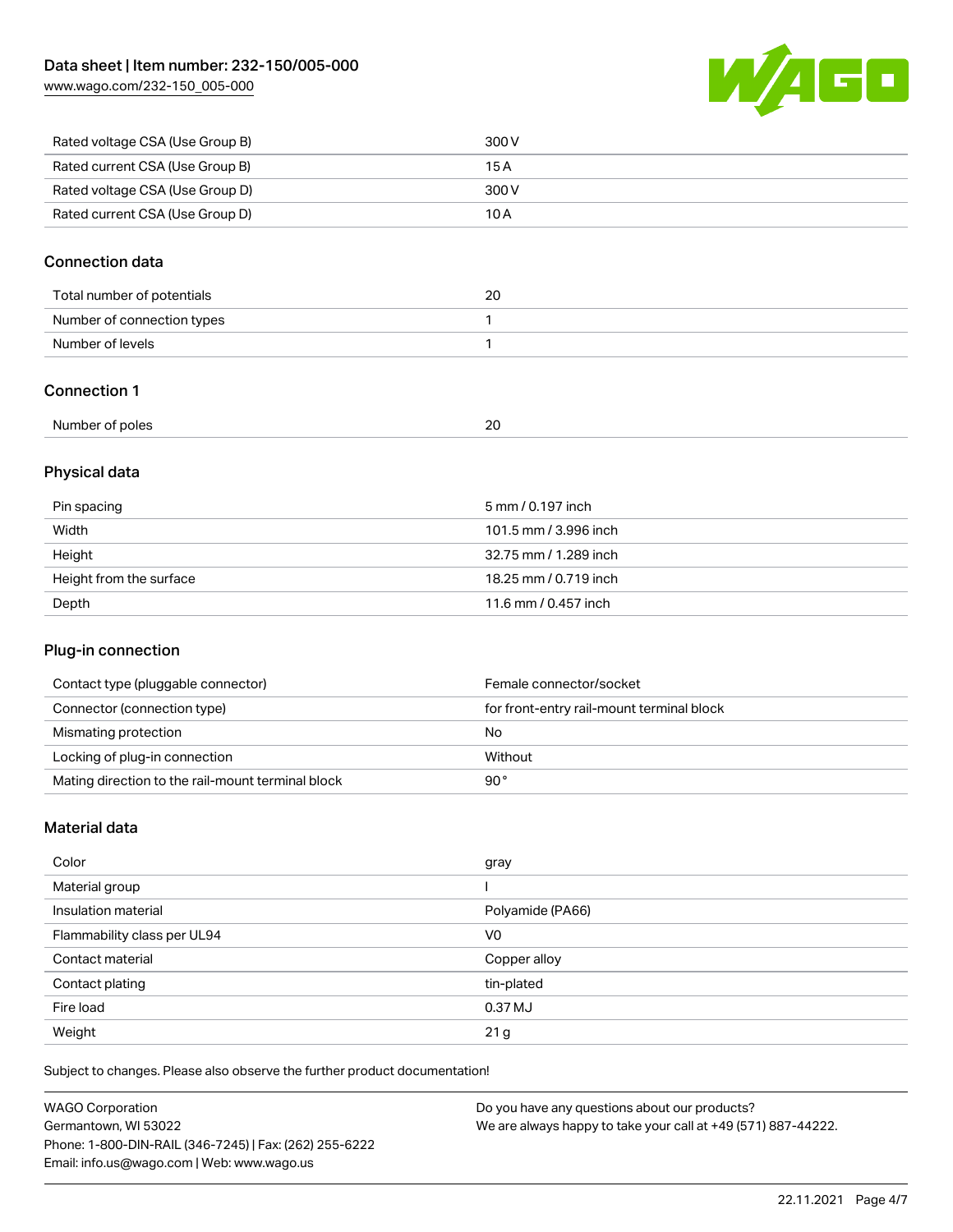| Rated voltage CSA (Use Group B) | 300 V |
| --- | --- |
| Rated current CSA (Use Group B) | 15 A |
| Rated voltage CSA (Use Group D) | 300 V |
| Rated current CSA (Use Group D) | 10 A |

## Connection data

| Total number of potentials | 20 |
| --- | --- |
| Number of connection types | 1 |
| Number of levels | 1 |

## Connection 1

| Number of poles | 20 |
| --- | --- |

## Physical data

| Pin spacing | 5 mm / 0.197 inch |
| --- | --- |
| Width | 101.5 mm / 3.996 inch |
| Height | 32.75 mm / 1.289 inch |
| Height from the surface | 18.25 mm / 0.719 inch |
| Depth | 11.6 mm / 0.457 inch |

## Plug-in connection

| Contact type (pluggable connector) | Female connector/socket |
| --- | --- |
| Connector (connection type) | for front-entry rail-mount terminal block |
| Mismating protection | No |
| Locking of plug-in connection | Without |
| Mating direction to the rail-mount terminal block | 90 ° |

## Material data

| Color | gray |
| --- | --- |
| Material group | I |
| Insulation material | Polyamide (PA66) |
| Flammability class per UL94 | V0 |
| Contact material | Copper alloy |
| Contact plating | tin-plated |
| Fire load | 0.37 MJ |
| Weight | 21 g |

Subject to changes. Please also observe the further product documentation!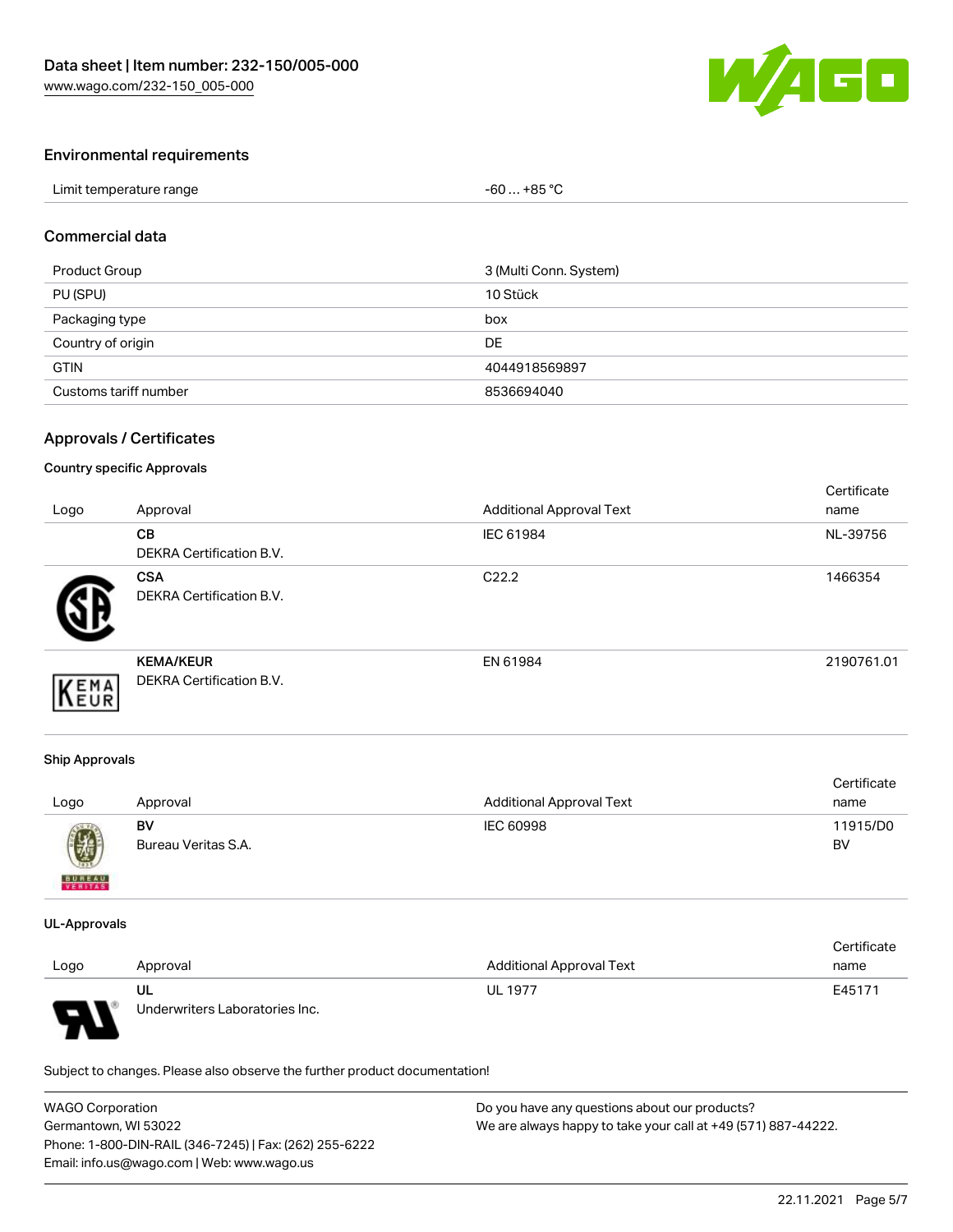## Environmental requirements

| Limit temperature range | -60 … +85 °C |
|---|---|

## Commercial data

| Product Group | 3 (Multi Conn. System) |
|---|---|
| PU (SPU) | 10 Stück |
| Packaging type | box |
| Country of origin | DE |
| GTIN | 4044918569897 |
| Customs tariff number | 8536694040 |

## Approvals / Certificates

### Country specific Approvals

| Logo | Approval | Additional Approval Text | Certificate name |
|---|---|---|---|
| | **CB** DEKRA Certification B.V. | IEC 61984 | NL-39756 |
| | **CSA** DEKRA Certification B.V. | C22.2 | 1466354 |
| | **KEMA/KEUR** DEKRA Certification B.V. | EN 61984 | 2190761.01 |

### Ship Approvals

| Logo | Approval | Additional Approval Text | Certificate name |
|---|---|---|---|
| | **BV** Bureau Veritas S.A. | IEC 60998 | 11915/D0 BV |

### UL-Approvals

| Logo | Approval | Additional Approval Text | Certificate name |
|---|---|---|---|
| | **UL** Underwriters Laboratories Inc. | UL 1977 | E45171 |

Subject to changes. Please also observe the further product documentation!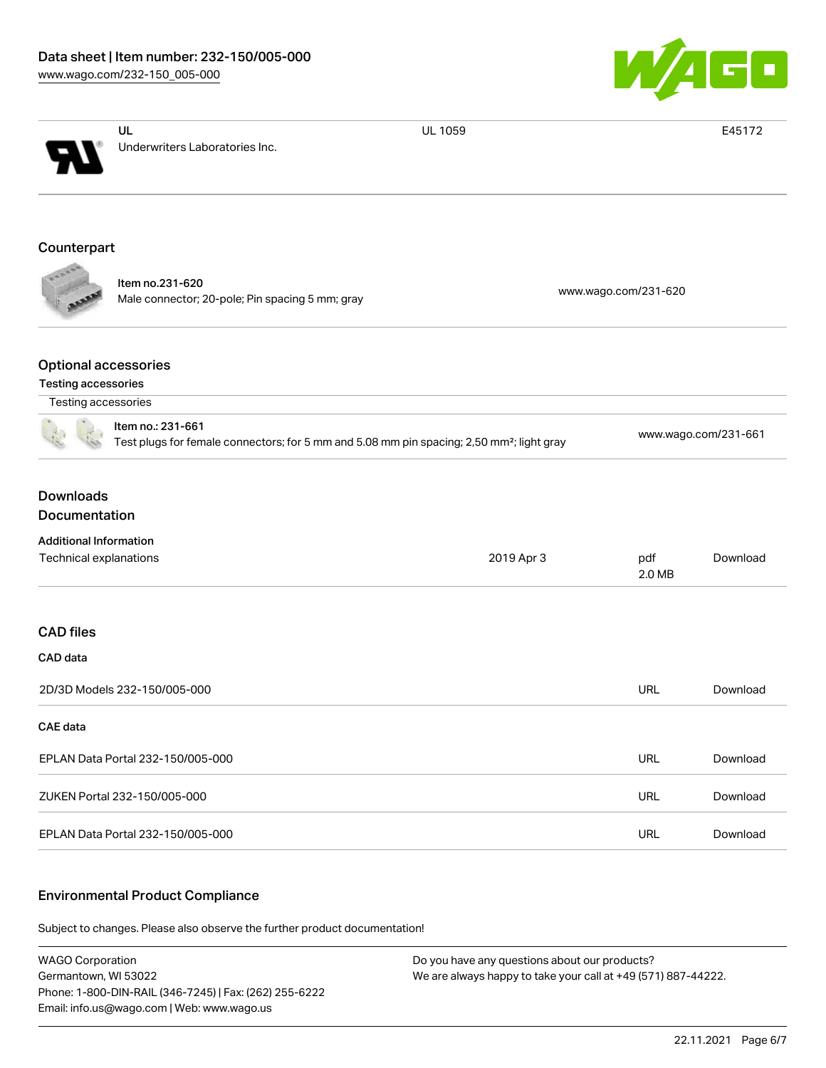| | | |
|---|---|---|
| **UL** Underwriters Laboratories Inc. | UL 1059 | E45172 |

## Counterpart

| | |
|---|---|
| **Item no.231-620** Male connector; 20-pole; Pin spacing 5 mm; gray | www.wago.com/231-620 |

## Optional accessories

### Testing accessories

Testing accessories

| | |
|---|---|
| **Item no.: 231-661** Test plugs for female connectors; for 5 mm and 5.08 mm pin spacing; 2,50 mm²; light gray | www.wago.com/231-661 |

## Downloads

## Documentation

**Additional Information**

| | | | |
|---|---|---|---|
| Technical explanations | 2019 Apr 3 | pdf 2.0 MB | Download |

## CAD files

**CAD data**

| | | |
|---|---|---|
| 2D/3D Models 232-150/005-000 | URL | Download |

**CAE data**

| | | |
|---|---|---|
| EPLAN Data Portal 232-150/005-000 | URL | Download |
| ZUKEN Portal 232-150/005-000 | URL | Download |
| EPLAN Data Portal 232-150/005-000 | URL | Download |

## Environmental Product Compliance

Subject to changes. Please also observe the further product documentation!

WAGO Corporation
Germantown, WI 53022
Phone: 1-800-DIN-RAIL (346-7245) | Fax: (262) 255-6222
Email: info.us@wago.com | Web: www.wago.us

Do you have any questions about our products?
We are always happy to take your call at +49 (571) 887-44222.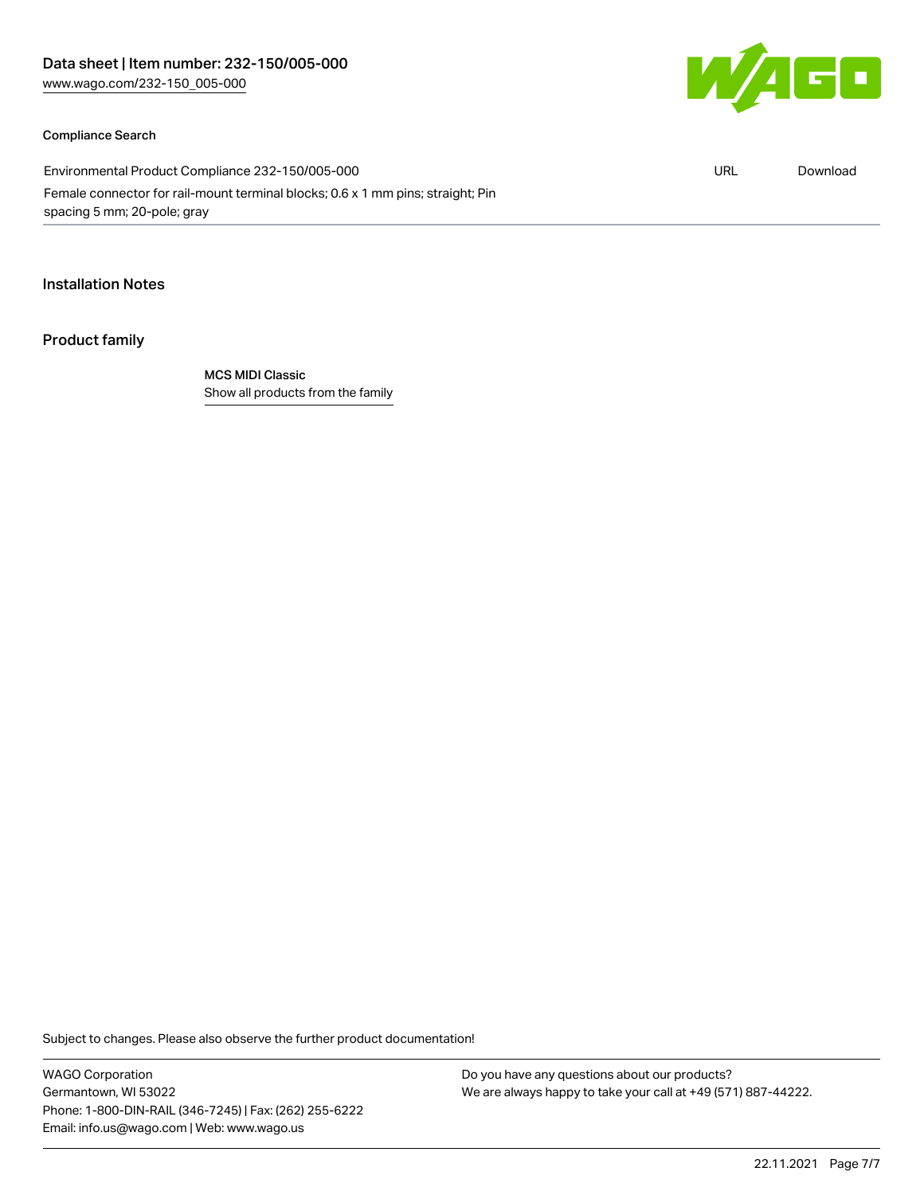### Compliance Search

| | | |
|---|---|---|
| Environmental Product Compliance 232-150/005-000<br>Female connector for rail-mount terminal blocks; 0.6 x 1 mm pins; straight; Pin spacing 5 mm; 20-pole; gray | URL | Download |

## Installation Notes

## Product family

**MCS MIDI Classic**
Show all products from the family

Subject to changes. Please also observe the further product documentation!

WAGO Corporation
Germantown, WI 53022
Phone: 1-800-DIN-RAIL (346-7245) | Fax: (262) 255-6222
Email: info.us@wago.com | Web: www.wago.us

Do you have any questions about our products?
We are always happy to take your call at +49 (571) 887-44222.